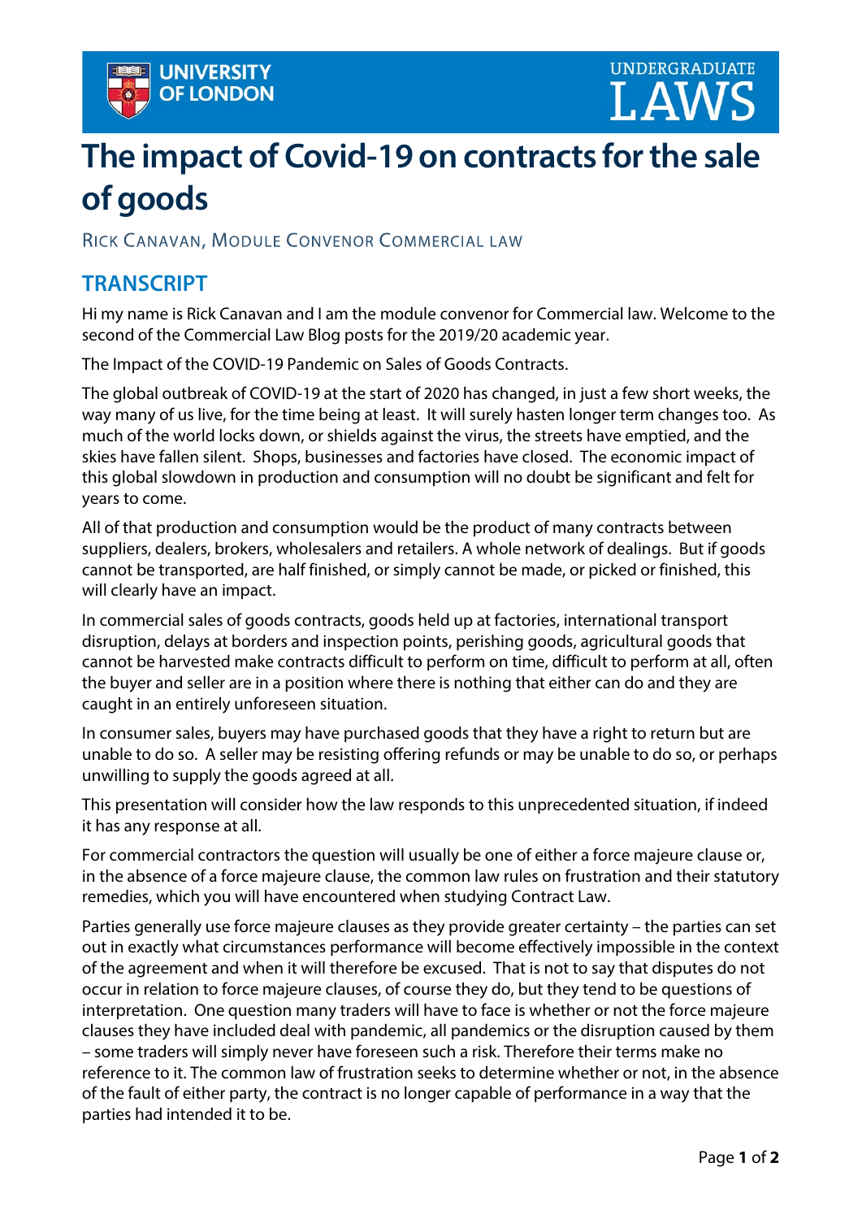# The impact of Covid-19 on contracts for the sale of goods

RICK CANAVAN, MODULE CONVENOR COMMERCIAL LAW

## TRANSCRIPT

Hi my name is Rick Canavan and I am the module convenor for Commercial law. Welcome to the second of the Commercial Law Blog posts for the 2019/20 academic year.

The Impact of the COVID-19 Pandemic on Sales of Goods Contracts.

The global outbreak of COVID-19 at the start of 2020 has changed, in just a few short weeks, the way many of us live, for the time being at least. It will surely hasten longer term changes too. As much of the world locks down, or shields against the virus, the streets have emptied, and the skies have fallen silent. Shops, businesses and factories have closed. The economic impact of this global slowdown in production and consumption will no doubt be significant and felt for years to come.

All of that production and consumption would be the product of many contracts between suppliers, dealers, brokers, wholesalers and retailers. A whole network of dealings. But if goods cannot be transported, are half finished, or simply cannot be made, or picked or finished, this will clearly have an impact.

In commercial sales of goods contracts, goods held up at factories, international transport disruption, delays at borders and inspection points, perishing goods, agricultural goods that cannot be harvested make contracts difficult to perform on time, difficult to perform at all, often the buyer and seller are in a position where there is nothing that either can do and they are caught in an entirely unforeseen situation.

In consumer sales, buyers may have purchased goods that they have a right to return but are unable to do so. A seller may be resisting offering refunds or may be unable to do so, or perhaps unwilling to supply the goods agreed at all.

This presentation will consider how the law responds to this unprecedented situation, if indeed it has any response at all.

For commercial contractors the question will usually be one of either a force majeure clause or, in the absence of a force majeure clause, the common law rules on frustration and their statutory remedies, which you will have encountered when studying Contract Law.

Parties generally use force majeure clauses as they provide greater certainty – the parties can set out in exactly what circumstances performance will become effectively impossible in the context of the agreement and when it will therefore be excused. That is not to say that disputes do not occur in relation to force majeure clauses, of course they do, but they tend to be questions of interpretation. One question many traders will have to face is whether or not the force majeure clauses they have included deal with pandemic, all pandemics or the disruption caused by them – some traders will simply never have foreseen such a risk. Therefore their terms make no reference to it. The common law of frustration seeks to determine whether or not, in the absence of the fault of either party, the contract is no longer capable of performance in a way that the parties had intended it to be.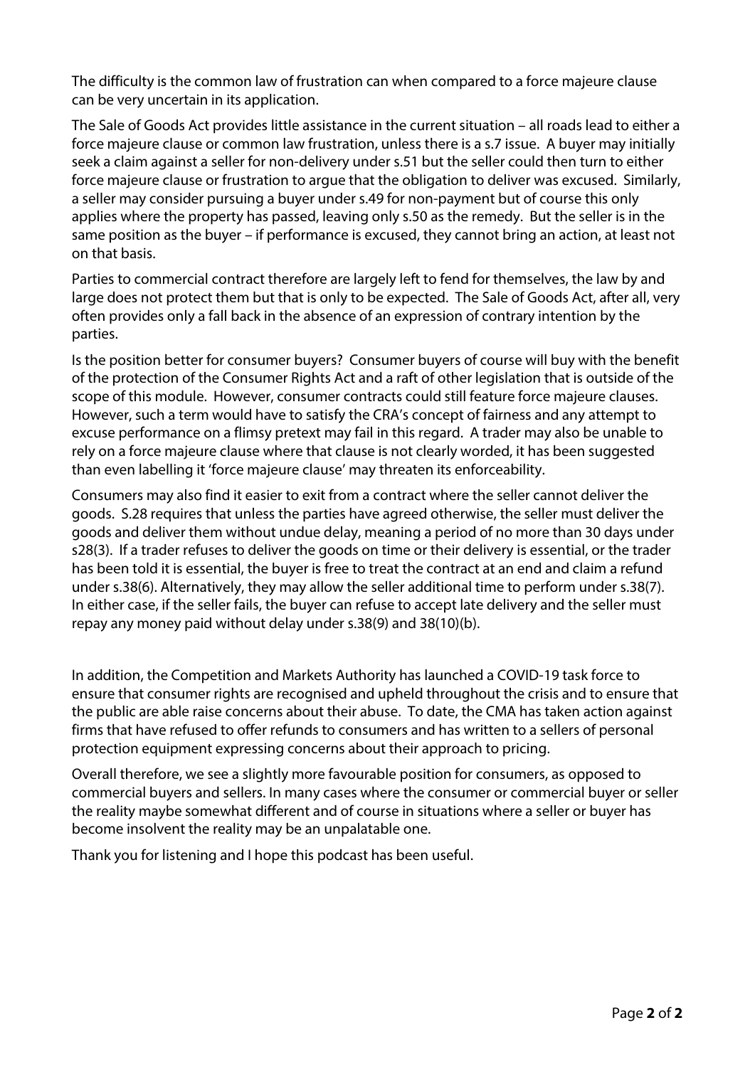The difficulty is the common law of frustration can when compared to a force majeure clause can be very uncertain in its application.

The Sale of Goods Act provides little assistance in the current situation – all roads lead to either a force majeure clause or common law frustration, unless there is a s.7 issue. A buyer may initially seek a claim against a seller for non-delivery under s.51 but the seller could then turn to either force majeure clause or frustration to argue that the obligation to deliver was excused. Similarly, a seller may consider pursuing a buyer under s.49 for non-payment but of course this only applies where the property has passed, leaving only s.50 as the remedy. But the seller is in the same position as the buyer – if performance is excused, they cannot bring an action, at least not on that basis.

Parties to commercial contract therefore are largely left to fend for themselves, the law by and large does not protect them but that is only to be expected. The Sale of Goods Act, after all, very often provides only a fall back in the absence of an expression of contrary intention by the parties.

Is the position better for consumer buyers? Consumer buyers of course will buy with the benefit of the protection of the Consumer Rights Act and a raft of other legislation that is outside of the scope of this module. However, consumer contracts could still feature force majeure clauses. However, such a term would have to satisfy the CRA's concept of fairness and any attempt to excuse performance on a flimsy pretext may fail in this regard. A trader may also be unable to rely on a force majeure clause where that clause is not clearly worded, it has been suggested than even labelling it 'force majeure clause' may threaten its enforceability.

Consumers may also find it easier to exit from a contract where the seller cannot deliver the goods. S.28 requires that unless the parties have agreed otherwise, the seller must deliver the goods and deliver them without undue delay, meaning a period of no more than 30 days under s28(3). If a trader refuses to deliver the goods on time or their delivery is essential, or the trader has been told it is essential, the buyer is free to treat the contract at an end and claim a refund under s.38(6). Alternatively, they may allow the seller additional time to perform under s.38(7). In either case, if the seller fails, the buyer can refuse to accept late delivery and the seller must repay any money paid without delay under s.38(9) and 38(10)(b).

In addition, the Competition and Markets Authority has launched a COVID-19 task force to ensure that consumer rights are recognised and upheld throughout the crisis and to ensure that the public are able raise concerns about their abuse. To date, the CMA has taken action against firms that have refused to offer refunds to consumers and has written to a sellers of personal protection equipment expressing concerns about their approach to pricing.

Overall therefore, we see a slightly more favourable position for consumers, as opposed to commercial buyers and sellers. In many cases where the consumer or commercial buyer or seller the reality maybe somewhat different and of course in situations where a seller or buyer has become insolvent the reality may be an unpalatable one.

Thank you for listening and I hope this podcast has been useful.